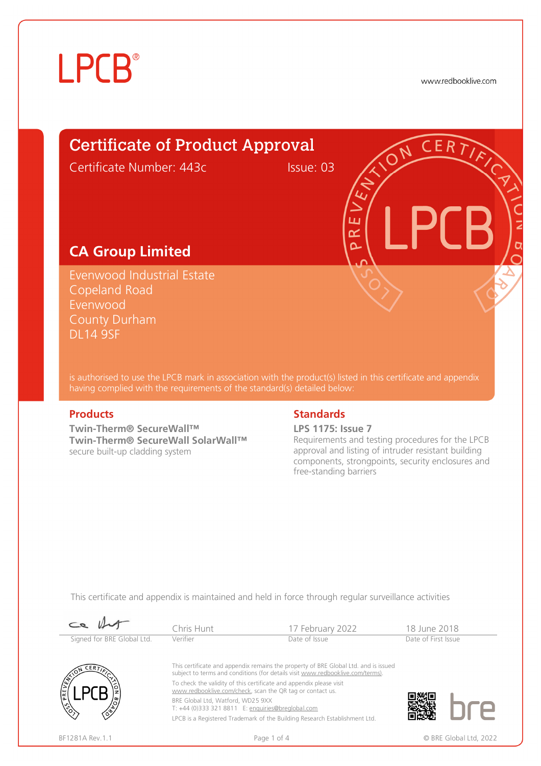LPCB®

www.redbooklive.com

# Certificate of Product Approval

Certificate Number: 443c Issue: 03

## CA Group Limited

Evenwood Industrial Estate
Copeland Road
Evenwood
County Durham
DL14 9SF

is authorised to use the LPCB mark in association with the product(s) listed in this certificate and appendix having complied with the requirements of the standard(s) detailed below:

### Products

**Twin-Therm® SecureWall™**
**Twin-Therm® SecureWall SolarWall™**
secure built-up cladding system

### Standards

**LPS 1175: Issue 7**
Requirements and testing procedures for the LPCB approval and listing of intruder resistant building components, strongpoints, security enclosures and free-standing barriers

This certificate and appendix is maintained and held in force through regular surveillance activities

| Signed for BRE Global Ltd. | Chris Hunt<br>Verifier | 17 February 2022<br>Date of Issue | 18 June 2018<br>Date of First Issue |
|---|---|---|---|

This certificate and appendix remains the property of BRE Global Ltd. and is issued subject to terms and conditions (for details visit www.redbooklive.com/terms).

To check the validity of this certificate and appendix please visit www.redbooklive.com/check, scan the QR tag or contact us.

BRE Global Ltd, Watford, WD25 9XX
T: +44 (0)333 321 8811 E: enquiries@breglobal.com

LPCB is a Registered Trademark of the Building Research Establishment Ltd.

BF1281A Rev.1.1

© BRE Global Ltd, 2022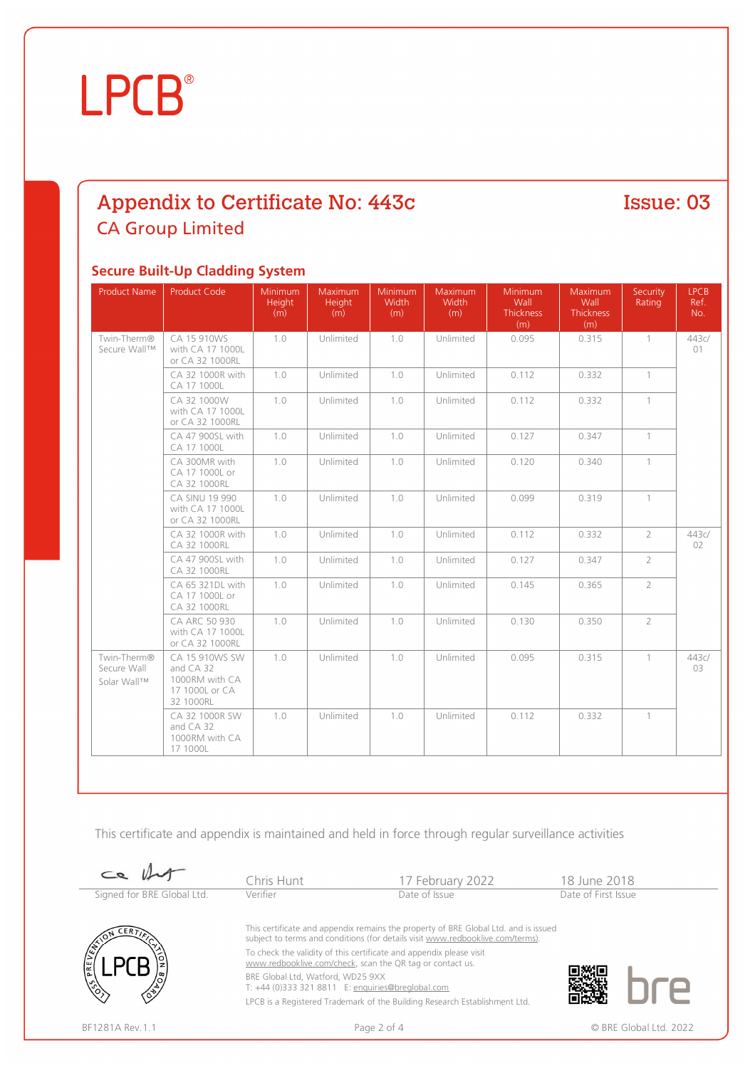LPCB®

## Appendix to Certificate No: 443c

Issue: 03

### CA Group Limited

### Secure Built-Up Cladding System

| Product Name | Product Code | Minimum Height (m) | Maximum Height (m) | Minimum Width (m) | Maximum Width (m) | Minimum Wall Thickness (m) | Maximum Wall Thickness (m) | Security Rating | LPCB Ref. No. |
|---|---|---|---|---|---|---|---|---|---|
| Twin-Therm® Secure Wall™ | CA 15 910WS with CA 17 1000L or CA 32 1000RL | 1.0 | Unlimited | 1.0 | Unlimited | 0.095 | 0.315 | 1 | 443c/01 |
| | CA 32 1000R with CA 17 1000L | 1.0 | Unlimited | 1.0 | Unlimited | 0.112 | 0.332 | 1 | |
| | CA 32 1000W with CA 17 1000L or CA 32 1000RL | 1.0 | Unlimited | 1.0 | Unlimited | 0.112 | 0.332 | 1 | |
| | CA 47 900SL with CA 17 1000L | 1.0 | Unlimited | 1.0 | Unlimited | 0.127 | 0.347 | 1 | |
| | CA 300MR with CA 17 1000L or CA 32 1000RL | 1.0 | Unlimited | 1.0 | Unlimited | 0.120 | 0.340 | 1 | |
| | CA SINU 19 990 with CA 17 1000L or CA 32 1000RL | 1.0 | Unlimited | 1.0 | Unlimited | 0.099 | 0.319 | 1 | |
| | CA 32 1000R with CA 32 1000RL | 1.0 | Unlimited | 1.0 | Unlimited | 0.112 | 0.332 | 2 | 443c/02 |
| | CA 47 900SL with CA 32 1000RL | 1.0 | Unlimited | 1.0 | Unlimited | 0.127 | 0.347 | 2 | |
| | CA 65 321DL with CA 17 1000L or CA 32 1000RL | 1.0 | Unlimited | 1.0 | Unlimited | 0.145 | 0.365 | 2 | |
| | CA ARC 50 930 with CA 17 1000L or CA 32 1000RL | 1.0 | Unlimited | 1.0 | Unlimited | 0.130 | 0.350 | 2 | |
| Twin-Therm® Secure Wall Solar Wall™ | CA 15 910WS SW and CA 32 1000RM with CA 17 1000L or CA 32 1000RL | 1.0 | Unlimited | 1.0 | Unlimited | 0.095 | 0.315 | 1 | 443c/03 |
| | CA 32 1000R SW and CA 32 1000RM with CA 17 1000L | 1.0 | Unlimited | 1.0 | Unlimited | 0.112 | 0.332 | 1 | |

This certificate and appendix is maintained and held in force through regular surveillance activities

| Signed for BRE Global Ltd. | Chris Hunt<br>Verifier | 17 February 2022<br>Date of Issue | 18 June 2018<br>Date of First Issue |
|---|---|---|---|

This certificate and appendix remains the property of BRE Global Ltd. and is issued subject to terms and conditions (for details visit www.redbooklive.com/terms).

To check the validity of this certificate and appendix please visit www.redbooklive.com/check, scan the QR tag or contact us.

BRE Global Ltd, Watford, WD25 9XX
T: +44 (0)333 321 8811 E: enquiries@breglobal.com

LPCB is a Registered Trademark of the Building Research Establishment Ltd.

BF1281A Rev.1.1

© BRE Global Ltd. 2022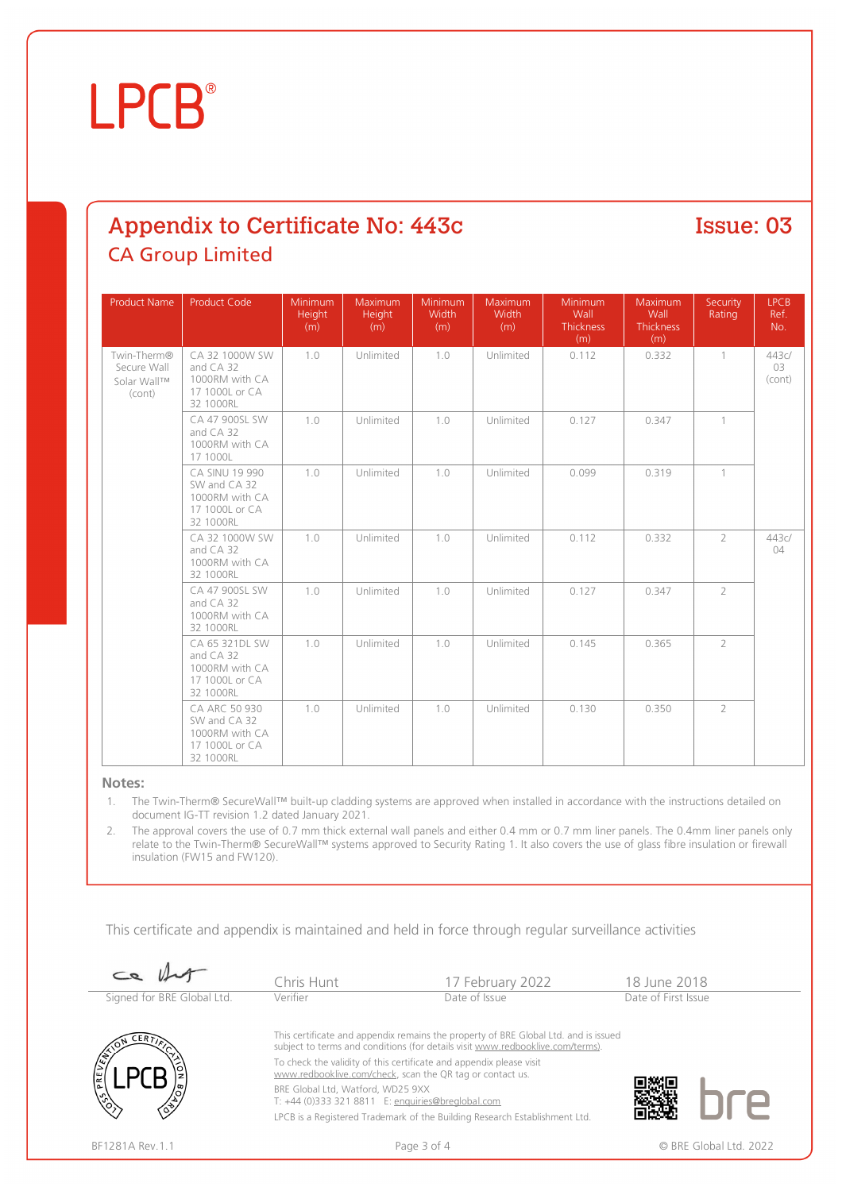# LPCB®

## Appendix to Certificate No: 443c

**Issue: 03**

### CA Group Limited

| Product Name | Product Code | Minimum Height (m) | Maximum Height (m) | Minimum Width (m) | Maximum Width (m) | Minimum Wall Thickness (m) | Maximum Wall Thickness (m) | Security Rating | LPCB Ref. No. |
|---|---|---|---|---|---|---|---|---|---|
| Twin-Therm® Secure Wall Solar Wall™ (cont) | CA 32 1000W SW and CA 32 1000RM with CA 17 1000L or CA 32 1000RL | 1.0 | Unlimited | 1.0 | Unlimited | 0.112 | 0.332 | 1 | 443c/03 (cont) |
| | CA 47 900SL SW and CA 32 1000RM with CA 17 1000L | 1.0 | Unlimited | 1.0 | Unlimited | 0.127 | 0.347 | 1 | |
| | CA SINU 19 990 SW and CA 32 1000RM with CA 17 1000L or CA 32 1000RL | 1.0 | Unlimited | 1.0 | Unlimited | 0.099 | 0.319 | 1 | |
| | CA 32 1000W SW and CA 32 1000RM with CA 32 1000RL | 1.0 | Unlimited | 1.0 | Unlimited | 0.112 | 0.332 | 2 | 443c/04 |
| | CA 47 900SL SW and CA 32 1000RM with CA 32 1000RL | 1.0 | Unlimited | 1.0 | Unlimited | 0.127 | 0.347 | 2 | |
| | CA 65 321DL SW and CA 32 1000RM with CA 17 1000L or CA 32 1000RL | 1.0 | Unlimited | 1.0 | Unlimited | 0.145 | 0.365 | 2 | |
| | CA ARC 50 930 SW and CA 32 1000RM with CA 17 1000L or CA 32 1000RL | 1.0 | Unlimited | 1.0 | Unlimited | 0.130 | 0.350 | 2 | |

**Notes:**

1. The Twin-Therm® SecureWall™ built-up cladding systems are approved when installed in accordance with the instructions detailed on document IG-TT revision 1.2 dated January 2021.
2. The approval covers the use of 0.7 mm thick external wall panels and either 0.4 mm or 0.7 mm liner panels. The 0.4mm liner panels only relate to the Twin-Therm® SecureWall™ systems approved to Security Rating 1. It also covers the use of glass fibre insulation or firewall insulation (FW15 and FW120).

This certificate and appendix is maintained and held in force through regular surveillance activities

| Signed for BRE Global Ltd. | Chris Hunt<br>Verifier | 17 February 2022<br>Date of Issue | 18 June 2018<br>Date of First Issue |
|---|---|---|---|

This certificate and appendix remains the property of BRE Global Ltd. and is issued subject to terms and conditions (for details visit www.redbooklive.com/terms).

To check the validity of this certificate and appendix please visit www.redbooklive.com/check, scan the QR tag or contact us.

BRE Global Ltd, Watford, WD25 9XX
T: +44 (0)333 321 8811 E: enquiries@breglobal.com

LPCB is a Registered Trademark of the Building Research Establishment Ltd.

BF1281A Rev.1.1

© BRE Global Ltd. 2022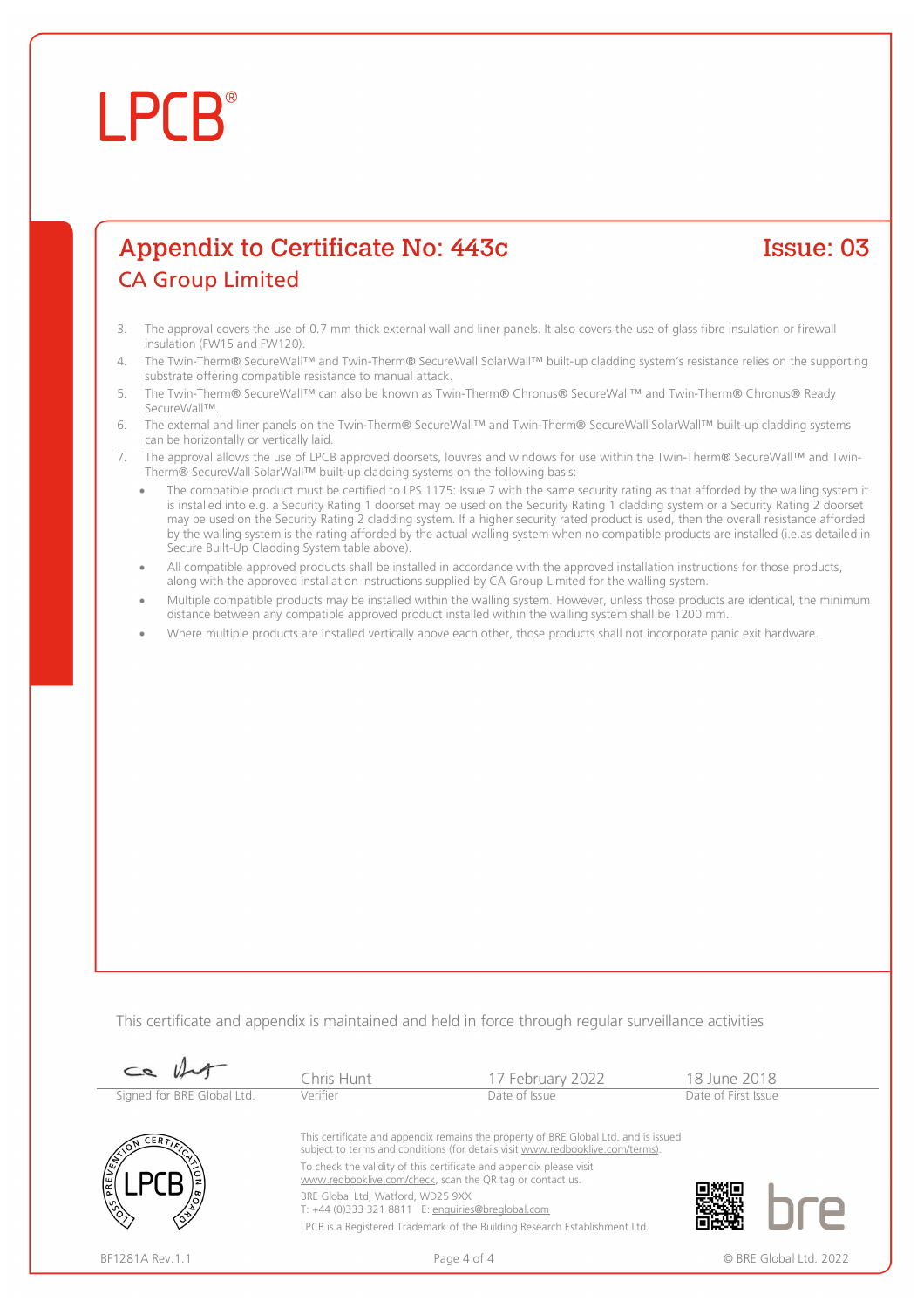# LPCB®

## Appendix to Certificate No: 443c

**Issue: 03**

### CA Group Limited

3. The approval covers the use of 0.7 mm thick external wall and liner panels. It also covers the use of glass fibre insulation or firewall insulation (FW15 and FW120).
4. The Twin-Therm® SecureWall™ and Twin-Therm® SecureWall SolarWall™ built-up cladding system's resistance relies on the supporting substrate offering compatible resistance to manual attack.
5. The Twin-Therm® SecureWall™ can also be known as Twin-Therm® Chronus® SecureWall™ and Twin-Therm® Chronus® Ready SecureWall™.
6. The external and liner panels on the Twin-Therm® SecureWall™ and Twin-Therm® SecureWall SolarWall™ built-up cladding systems can be horizontally or vertically laid.
7. The approval allows the use of LPCB approved doorsets, louvres and windows for use within the Twin-Therm® SecureWall™ and Twin-Therm® SecureWall SolarWall™ built-up cladding systems on the following basis:
   - The compatible product must be certified to LPS 1175: Issue 7 with the same security rating as that afforded by the walling system it is installed into e.g. a Security Rating 1 doorset may be used on the Security Rating 1 cladding system or a Security Rating 2 doorset may be used on the Security Rating 2 cladding system. If a higher security rated product is used, then the overall resistance afforded by the walling system is the rating afforded by the actual walling system when no compatible products are installed (i.e.as detailed in Secure Built-Up Cladding System table above).
   - All compatible approved products shall be installed in accordance with the approved installation instructions for those products, along with the approved installation instructions supplied by CA Group Limited for the walling system.
   - Multiple compatible products may be installed within the walling system. However, unless those products are identical, the minimum distance between any compatible approved product installed within the walling system shall be 1200 mm.
   - Where multiple products are installed vertically above each other, those products shall not incorporate panic exit hardware.

This certificate and appendix is maintained and held in force through regular surveillance activities

| Signed for BRE Global Ltd. | Chris Hunt<br>Verifier | 17 February 2022<br>Date of Issue | 18 June 2018<br>Date of First Issue |
|---|---|---|---|

This certificate and appendix remains the property of BRE Global Ltd. and is issued subject to terms and conditions (for details visit www.redbooklive.com/terms).

To check the validity of this certificate and appendix please visit www.redbooklive.com/check, scan the QR tag or contact us.

BRE Global Ltd, Watford, WD25 9XX
T: +44 (0)333 321 8811 E: enquiries@breglobal.com

LPCB is a Registered Trademark of the Building Research Establishment Ltd.

BF1281A Rev.1.1

© BRE Global Ltd. 2022